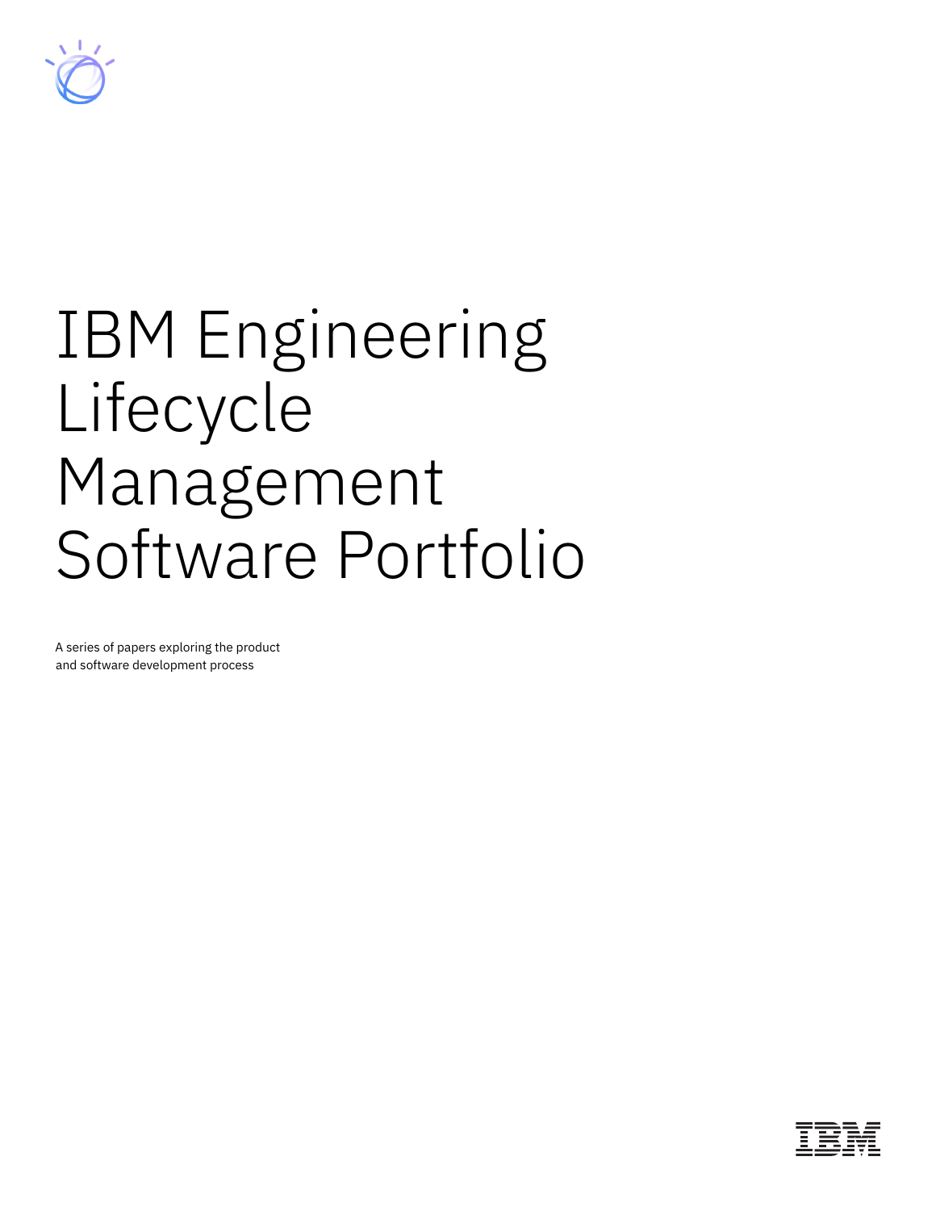# IBM Engineering Lifecycle Management Software Portfolio

A series of papers exploring the product and software development process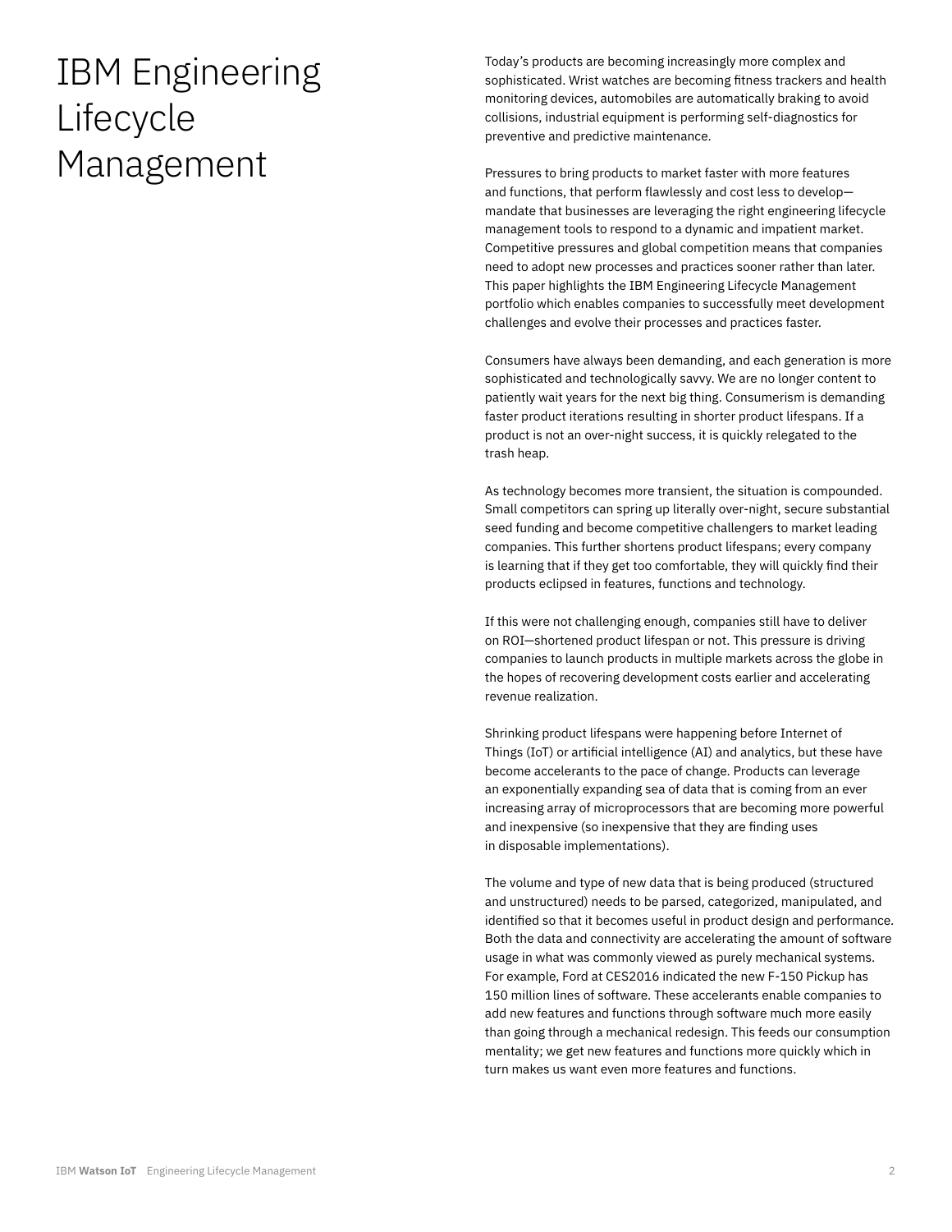# IBM Engineering Lifecycle Management

Today's products are becoming increasingly more complex and sophisticated. Wrist watches are becoming fitness trackers and health monitoring devices, automobiles are automatically braking to avoid collisions, industrial equipment is performing self-diagnostics for preventive and predictive maintenance.

Pressures to bring products to market faster with more features and functions, that perform flawlessly and cost less to develop—mandate that businesses are leveraging the right engineering lifecycle management tools to respond to a dynamic and impatient market. Competitive pressures and global competition means that companies need to adopt new processes and practices sooner rather than later. This paper highlights the IBM Engineering Lifecycle Management portfolio which enables companies to successfully meet development challenges and evolve their processes and practices faster.

Consumers have always been demanding, and each generation is more sophisticated and technologically savvy. We are no longer content to patiently wait years for the next big thing. Consumerism is demanding faster product iterations resulting in shorter product lifespans. If a product is not an over-night success, it is quickly relegated to the trash heap.

As technology becomes more transient, the situation is compounded. Small competitors can spring up literally over-night, secure substantial seed funding and become competitive challengers to market leading companies. This further shortens product lifespans; every company is learning that if they get too comfortable, they will quickly find their products eclipsed in features, functions and technology.

If this were not challenging enough, companies still have to deliver on ROI—shortened product lifespan or not. This pressure is driving companies to launch products in multiple markets across the globe in the hopes of recovering development costs earlier and accelerating revenue realization.

Shrinking product lifespans were happening before Internet of Things (IoT) or artificial intelligence (AI) and analytics, but these have become accelerants to the pace of change. Products can leverage an exponentially expanding sea of data that is coming from an ever increasing array of microprocessors that are becoming more powerful and inexpensive (so inexpensive that they are finding uses in disposable implementations).

The volume and type of new data that is being produced (structured and unstructured) needs to be parsed, categorized, manipulated, and identified so that it becomes useful in product design and performance. Both the data and connectivity are accelerating the amount of software usage in what was commonly viewed as purely mechanical systems. For example, Ford at CES2016 indicated the new F-150 Pickup has 150 million lines of software. These accelerants enable companies to add new features and functions through software much more easily than going through a mechanical redesign. This feeds our consumption mentality; we get new features and functions more quickly which in turn makes us want even more features and functions.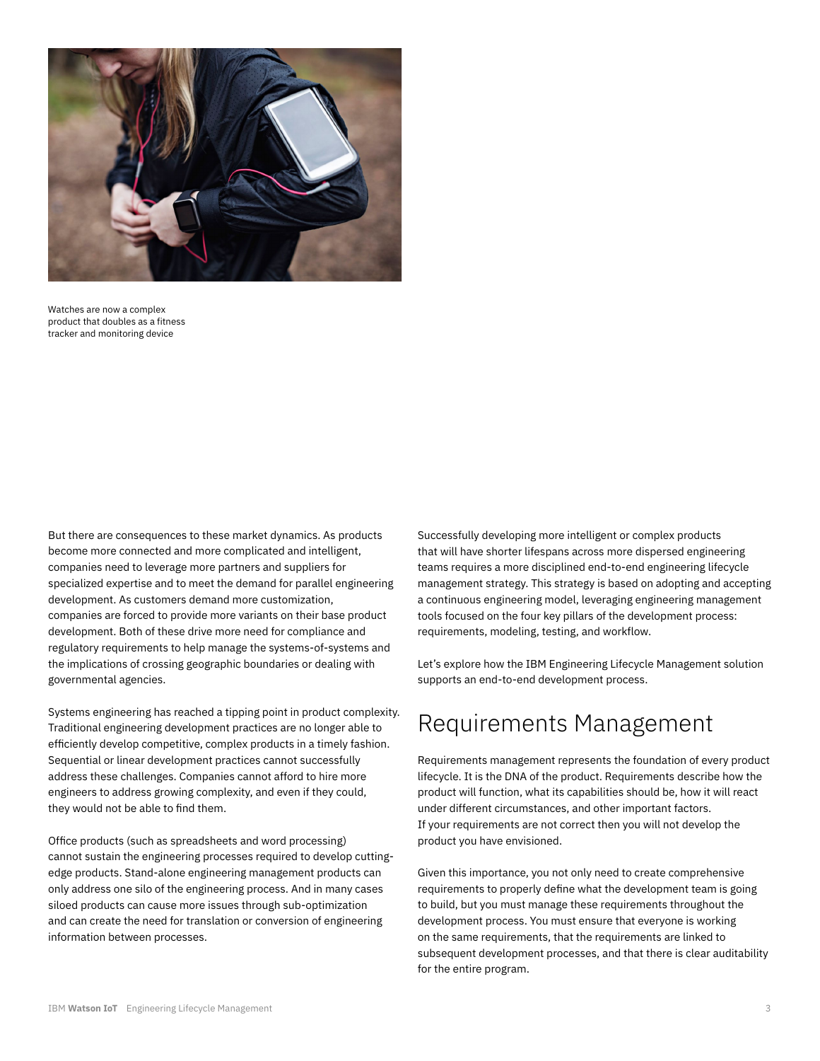Watches are now a complex product that doubles as a fitness tracker and monitoring device

But there are consequences to these market dynamics. As products become more connected and more complicated and intelligent, companies need to leverage more partners and suppliers for specialized expertise and to meet the demand for parallel engineering development. As customers demand more customization, companies are forced to provide more variants on their base product development. Both of these drive more need for compliance and regulatory requirements to help manage the systems-of-systems and the implications of crossing geographic boundaries or dealing with governmental agencies.

Systems engineering has reached a tipping point in product complexity. Traditional engineering development practices are no longer able to efficiently develop competitive, complex products in a timely fashion. Sequential or linear development practices cannot successfully address these challenges. Companies cannot afford to hire more engineers to address growing complexity, and even if they could, they would not be able to find them.

Office products (such as spreadsheets and word processing) cannot sustain the engineering processes required to develop cutting-edge products. Stand-alone engineering management products can only address one silo of the engineering process. And in many cases siloed products can cause more issues through sub-optimization and can create the need for translation or conversion of engineering information between processes.

Successfully developing more intelligent or complex products that will have shorter lifespans across more dispersed engineering teams requires a more disciplined end-to-end engineering lifecycle management strategy. This strategy is based on adopting and accepting a continuous engineering model, leveraging engineering management tools focused on the four key pillars of the development process: requirements, modeling, testing, and workflow.

Let's explore how the IBM Engineering Lifecycle Management solution supports an end-to-end development process.

## Requirements Management

Requirements management represents the foundation of every product lifecycle. It is the DNA of the product. Requirements describe how the product will function, what its capabilities should be, how it will react under different circumstances, and other important factors. If your requirements are not correct then you will not develop the product you have envisioned.

Given this importance, you not only need to create comprehensive requirements to properly define what the development team is going to build, but you must manage these requirements throughout the development process. You must ensure that everyone is working on the same requirements, that the requirements are linked to subsequent development processes, and that there is clear auditability for the entire program.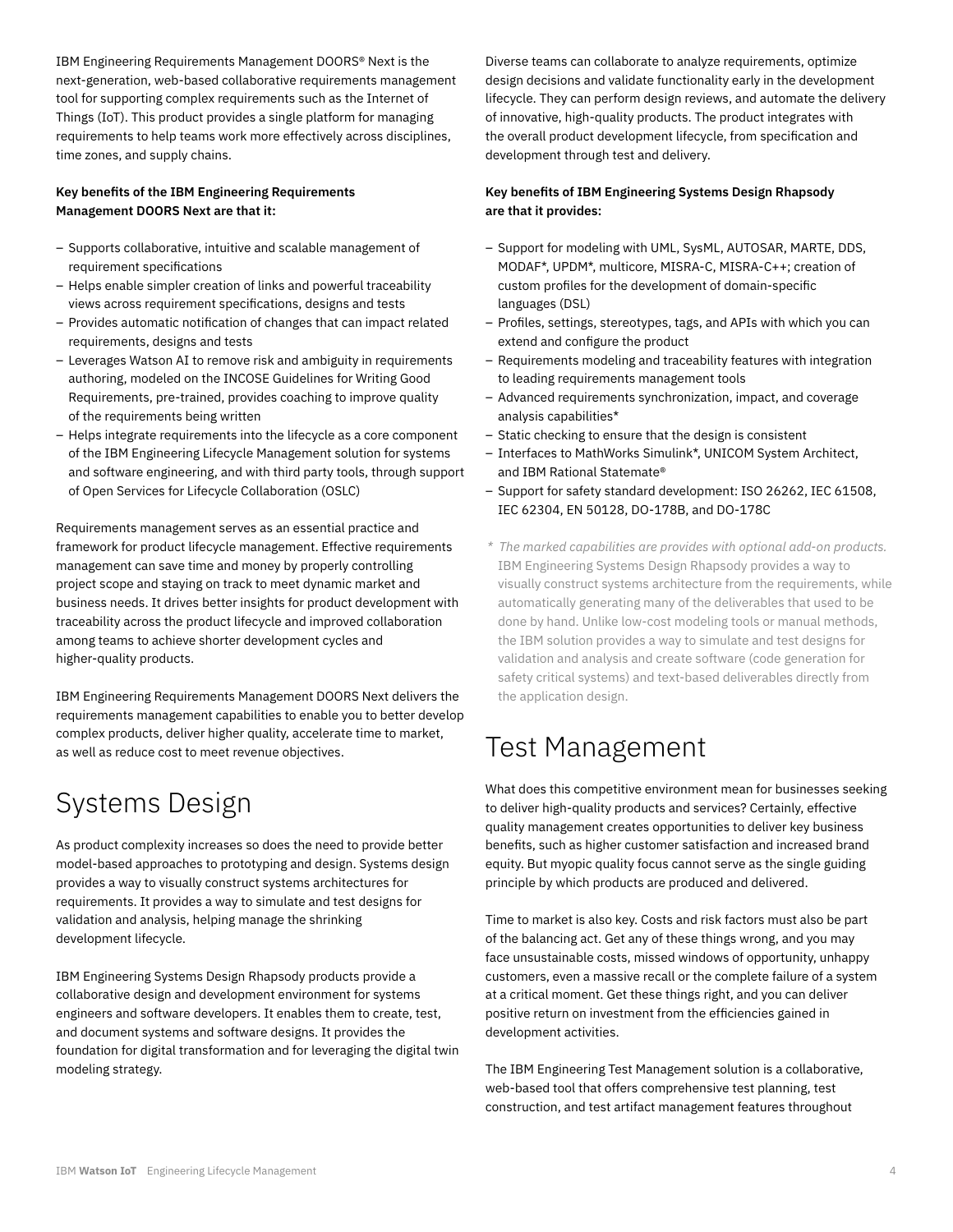IBM Engineering Requirements Management DOORS® Next is the next-generation, web-based collaborative requirements management tool for supporting complex requirements such as the Internet of Things (IoT). This product provides a single platform for managing requirements to help teams work more effectively across disciplines, time zones, and supply chains.

**Key benefits of the IBM Engineering Requirements Management DOORS Next are that it:**

– Supports collaborative, intuitive and scalable management of requirement specifications
– Helps enable simpler creation of links and powerful traceability views across requirement specifications, designs and tests
– Provides automatic notification of changes that can impact related requirements, designs and tests
– Leverages Watson AI to remove risk and ambiguity in requirements authoring, modeled on the INCOSE Guidelines for Writing Good Requirements, pre-trained, provides coaching to improve quality of the requirements being written
– Helps integrate requirements into the lifecycle as a core component of the IBM Engineering Lifecycle Management solution for systems and software engineering, and with third party tools, through support of Open Services for Lifecycle Collaboration (OSLC)

Requirements management serves as an essential practice and framework for product lifecycle management. Effective requirements management can save time and money by properly controlling project scope and staying on track to meet dynamic market and business needs. It drives better insights for product development with traceability across the product lifecycle and improved collaboration among teams to achieve shorter development cycles and higher-quality products.

IBM Engineering Requirements Management DOORS Next delivers the requirements management capabilities to enable you to better develop complex products, deliver higher quality, accelerate time to market, as well as reduce cost to meet revenue objectives.

# Systems Design

As product complexity increases so does the need to provide better model-based approaches to prototyping and design. Systems design provides a way to visually construct systems architectures for requirements. It provides a way to simulate and test designs for validation and analysis, helping manage the shrinking development lifecycle.

IBM Engineering Systems Design Rhapsody products provide a collaborative design and development environment for systems engineers and software developers. It enables them to create, test, and document systems and software designs. It provides the foundation for digital transformation and for leveraging the digital twin modeling strategy.

Diverse teams can collaborate to analyze requirements, optimize design decisions and validate functionality early in the development lifecycle. They can perform design reviews, and automate the delivery of innovative, high-quality products. The product integrates with the overall product development lifecycle, from specification and development through test and delivery.

**Key benefits of IBM Engineering Systems Design Rhapsody are that it provides:**

– Support for modeling with UML, SysML, AUTOSAR, MARTE, DDS, MODAF*, UPDM*, multicore, MISRA-C, MISRA-C++; creation of custom profiles for the development of domain-specific languages (DSL)
– Profiles, settings, stereotypes, tags, and APIs with which you can extend and configure the product
– Requirements modeling and traceability features with integration to leading requirements management tools
– Advanced requirements synchronization, impact, and coverage analysis capabilities*
– Static checking to ensure that the design is consistent
– Interfaces to MathWorks Simulink*, UNICOM System Architect, and IBM Rational Statemate®
– Support for safety standard development: ISO 26262, IEC 61508, IEC 62304, EN 50128, DO-178B, and DO-178C

\* *The marked capabilities are provides with optional add-on products.*
IBM Engineering Systems Design Rhapsody provides a way to visually construct systems architecture from the requirements, while automatically generating many of the deliverables that used to be done by hand. Unlike low-cost modeling tools or manual methods, the IBM solution provides a way to simulate and test designs for validation and analysis and create software (code generation for safety critical systems) and text-based deliverables directly from the application design.

# Test Management

What does this competitive environment mean for businesses seeking to deliver high-quality products and services? Certainly, effective quality management creates opportunities to deliver key business benefits, such as higher customer satisfaction and increased brand equity. But myopic quality focus cannot serve as the single guiding principle by which products are produced and delivered.

Time to market is also key. Costs and risk factors must also be part of the balancing act. Get any of these things wrong, and you may face unsustainable costs, missed windows of opportunity, unhappy customers, even a massive recall or the complete failure of a system at a critical moment. Get these things right, and you can deliver positive return on investment from the efficiencies gained in development activities.

The IBM Engineering Test Management solution is a collaborative, web-based tool that offers comprehensive test planning, test construction, and test artifact management features throughout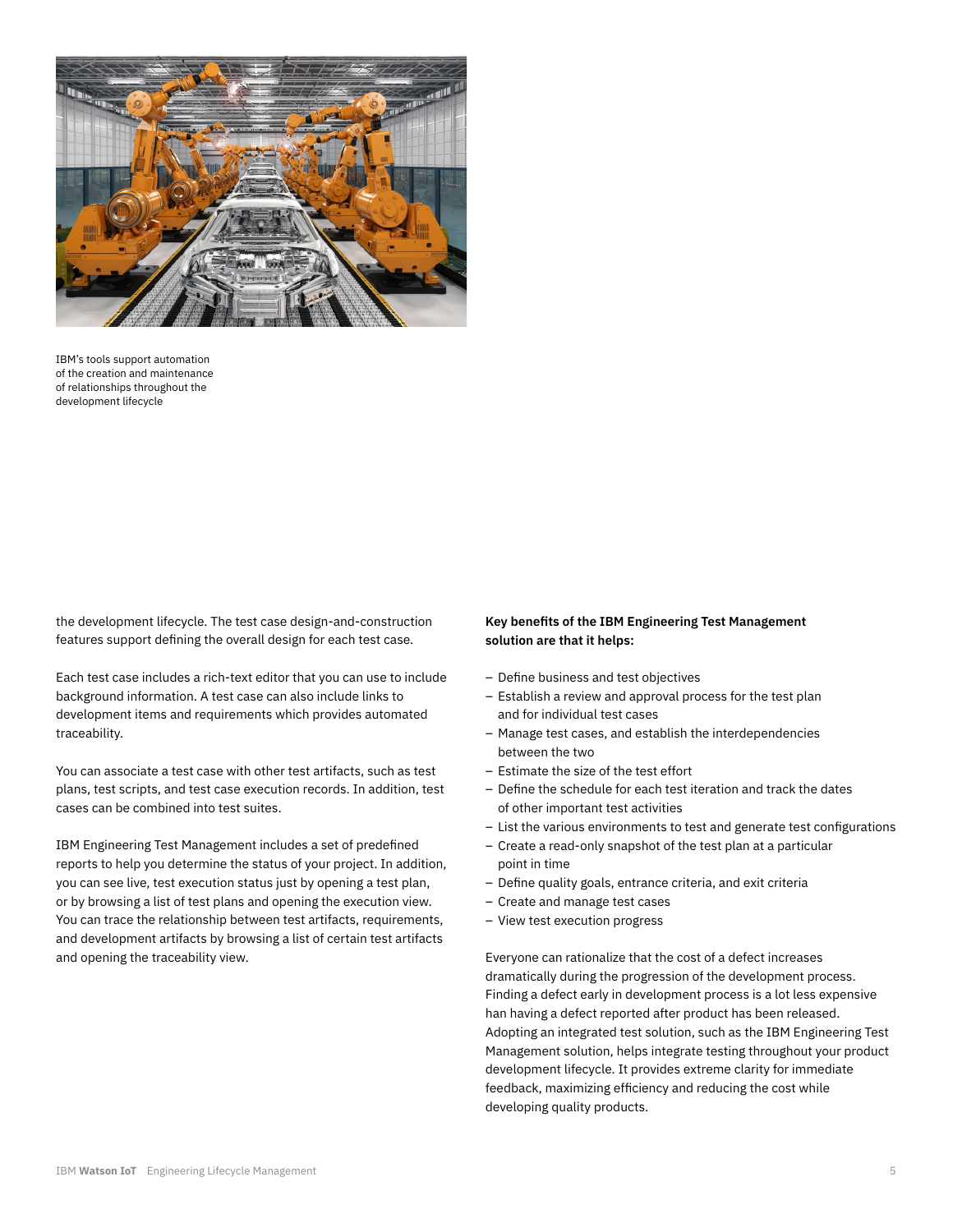IBM's tools support automation of the creation and maintenance of relationships throughout the development lifecycle

the development lifecycle. The test case design-and-construction features support defining the overall design for each test case.

Each test case includes a rich-text editor that you can use to include background information. A test case can also include links to development items and requirements which provides automated traceability.

You can associate a test case with other test artifacts, such as test plans, test scripts, and test case execution records. In addition, test cases can be combined into test suites.

IBM Engineering Test Management includes a set of predefined reports to help you determine the status of your project. In addition, you can see live, test execution status just by opening a test plan, or by browsing a list of test plans and opening the execution view. You can trace the relationship between test artifacts, requirements, and development artifacts by browsing a list of certain test artifacts and opening the traceability view.

**Key benefits of the IBM Engineering Test Management solution are that it helps:**

- Define business and test objectives
- Establish a review and approval process for the test plan and for individual test cases
- Manage test cases, and establish the interdependencies between the two
- Estimate the size of the test effort
- Define the schedule for each test iteration and track the dates of other important test activities
- List the various environments to test and generate test configurations
- Create a read-only snapshot of the test plan at a particular point in time
- Define quality goals, entrance criteria, and exit criteria
- Create and manage test cases
- View test execution progress

Everyone can rationalize that the cost of a defect increases dramatically during the progression of the development process. Finding a defect early in development process is a lot less expensive han having a defect reported after product has been released. Adopting an integrated test solution, such as the IBM Engineering Test Management solution, helps integrate testing throughout your product development lifecycle. It provides extreme clarity for immediate feedback, maximizing efficiency and reducing the cost while developing quality products.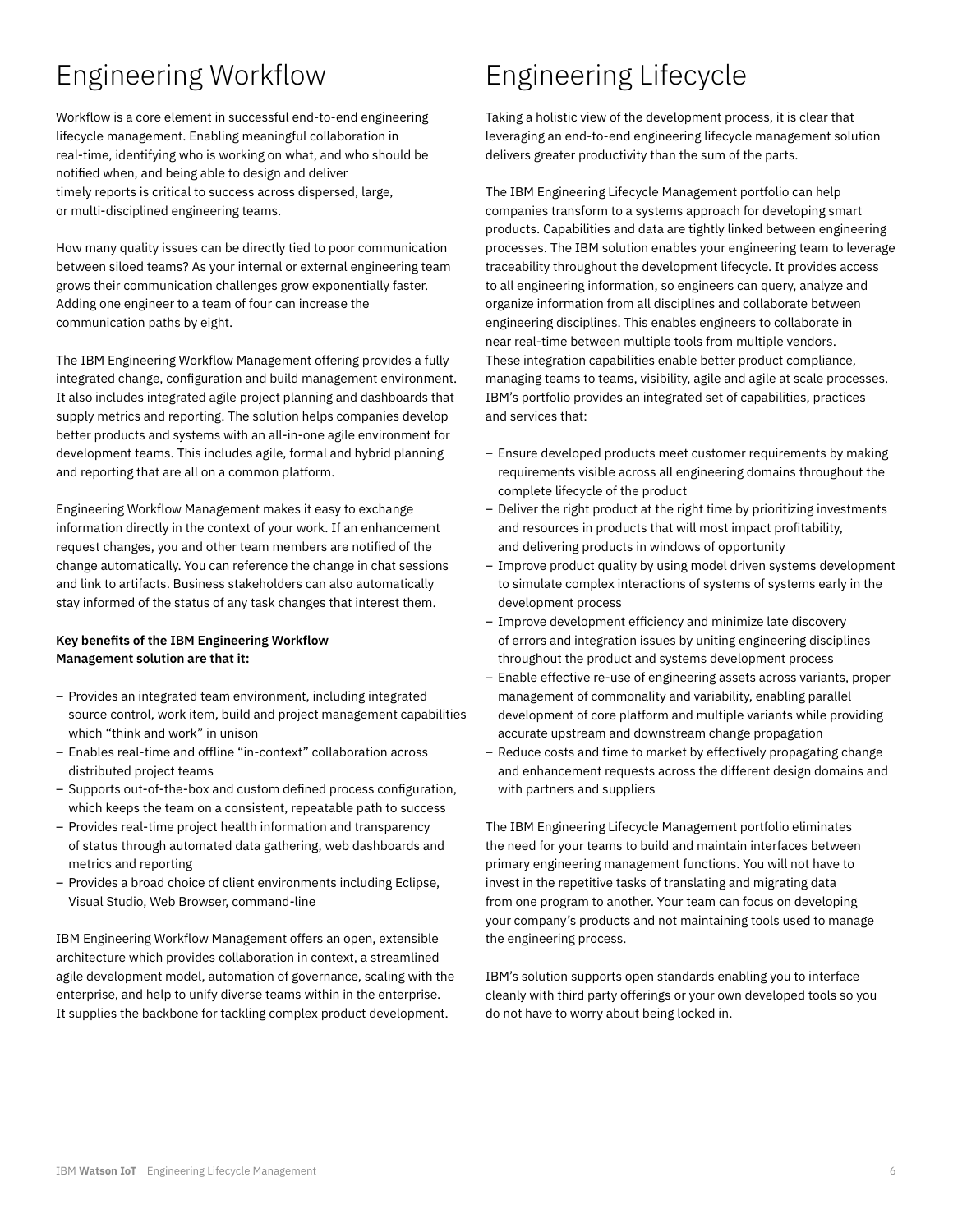# Engineering Workflow

Workflow is a core element in successful end-to-end engineering lifecycle management. Enabling meaningful collaboration in real-time, identifying who is working on what, and who should be notified when, and being able to design and deliver timely reports is critical to success across dispersed, large, or multi-disciplined engineering teams.

How many quality issues can be directly tied to poor communication between siloed teams? As your internal or external engineering team grows their communication challenges grow exponentially faster. Adding one engineer to a team of four can increase the communication paths by eight.

The IBM Engineering Workflow Management offering provides a fully integrated change, configuration and build management environment. It also includes integrated agile project planning and dashboards that supply metrics and reporting. The solution helps companies develop better products and systems with an all-in-one agile environment for development teams. This includes agile, formal and hybrid planning and reporting that are all on a common platform.

Engineering Workflow Management makes it easy to exchange information directly in the context of your work. If an enhancement request changes, you and other team members are notified of the change automatically. You can reference the change in chat sessions and link to artifacts. Business stakeholders can also automatically stay informed of the status of any task changes that interest them.

**Key benefits of the IBM Engineering Workflow Management solution are that it:**

- Provides an integrated team environment, including integrated source control, work item, build and project management capabilities which "think and work" in unison
- Enables real-time and offline "in-context" collaboration across distributed project teams
- Supports out-of-the-box and custom defined process configuration, which keeps the team on a consistent, repeatable path to success
- Provides real-time project health information and transparency of status through automated data gathering, web dashboards and metrics and reporting
- Provides a broad choice of client environments including Eclipse, Visual Studio, Web Browser, command-line

IBM Engineering Workflow Management offers an open, extensible architecture which provides collaboration in context, a streamlined agile development model, automation of governance, scaling with the enterprise, and help to unify diverse teams within in the enterprise. It supplies the backbone for tackling complex product development.

# Engineering Lifecycle

Taking a holistic view of the development process, it is clear that leveraging an end-to-end engineering lifecycle management solution delivers greater productivity than the sum of the parts.

The IBM Engineering Lifecycle Management portfolio can help companies transform to a systems approach for developing smart products. Capabilities and data are tightly linked between engineering processes. The IBM solution enables your engineering team to leverage traceability throughout the development lifecycle. It provides access to all engineering information, so engineers can query, analyze and organize information from all disciplines and collaborate between engineering disciplines. This enables engineers to collaborate in near real-time between multiple tools from multiple vendors. These integration capabilities enable better product compliance, managing teams to teams, visibility, agile and agile at scale processes. IBM's portfolio provides an integrated set of capabilities, practices and services that:

- Ensure developed products meet customer requirements by making requirements visible across all engineering domains throughout the complete lifecycle of the product
- Deliver the right product at the right time by prioritizing investments and resources in products that will most impact profitability, and delivering products in windows of opportunity
- Improve product quality by using model driven systems development to simulate complex interactions of systems of systems early in the development process
- Improve development efficiency and minimize late discovery of errors and integration issues by uniting engineering disciplines throughout the product and systems development process
- Enable effective re-use of engineering assets across variants, proper management of commonality and variability, enabling parallel development of core platform and multiple variants while providing accurate upstream and downstream change propagation
- Reduce costs and time to market by effectively propagating change and enhancement requests across the different design domains and with partners and suppliers

The IBM Engineering Lifecycle Management portfolio eliminates the need for your teams to build and maintain interfaces between primary engineering management functions. You will not have to invest in the repetitive tasks of translating and migrating data from one program to another. Your team can focus on developing your company's products and not maintaining tools used to manage the engineering process.

IBM's solution supports open standards enabling you to interface cleanly with third party offerings or your own developed tools so you do not have to worry about being locked in.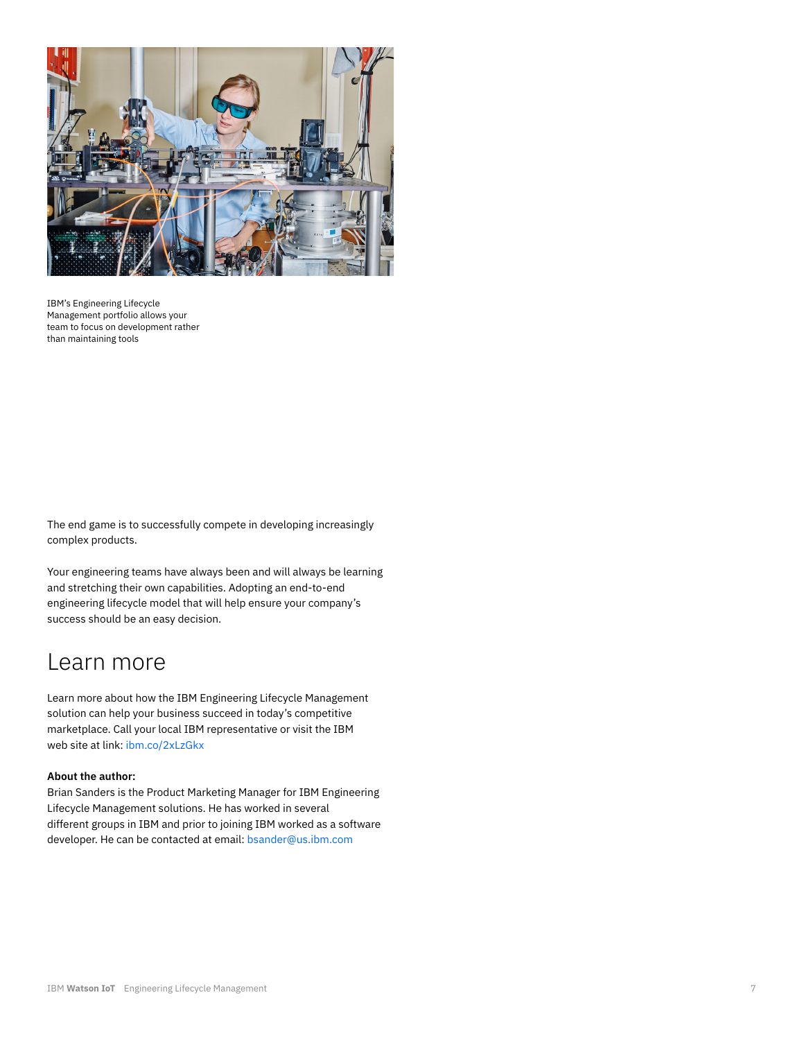IBM's Engineering Lifecycle Management portfolio allows your team to focus on development rather than maintaining tools

The end game is to successfully compete in developing increasingly complex products.

Your engineering teams have always been and will always be learning and stretching their own capabilities. Adopting an end-to-end engineering lifecycle model that will help ensure your company's success should be an easy decision.

# Learn more

Learn more about how the IBM Engineering Lifecycle Management solution can help your business succeed in today's competitive marketplace. Call your local IBM representative or visit the IBM web site at link: ibm.co/2xLzGkx

**About the author:**
Brian Sanders is the Product Marketing Manager for IBM Engineering Lifecycle Management solutions. He has worked in several different groups in IBM and prior to joining IBM worked as a software developer. He can be contacted at email: bsander@us.ibm.com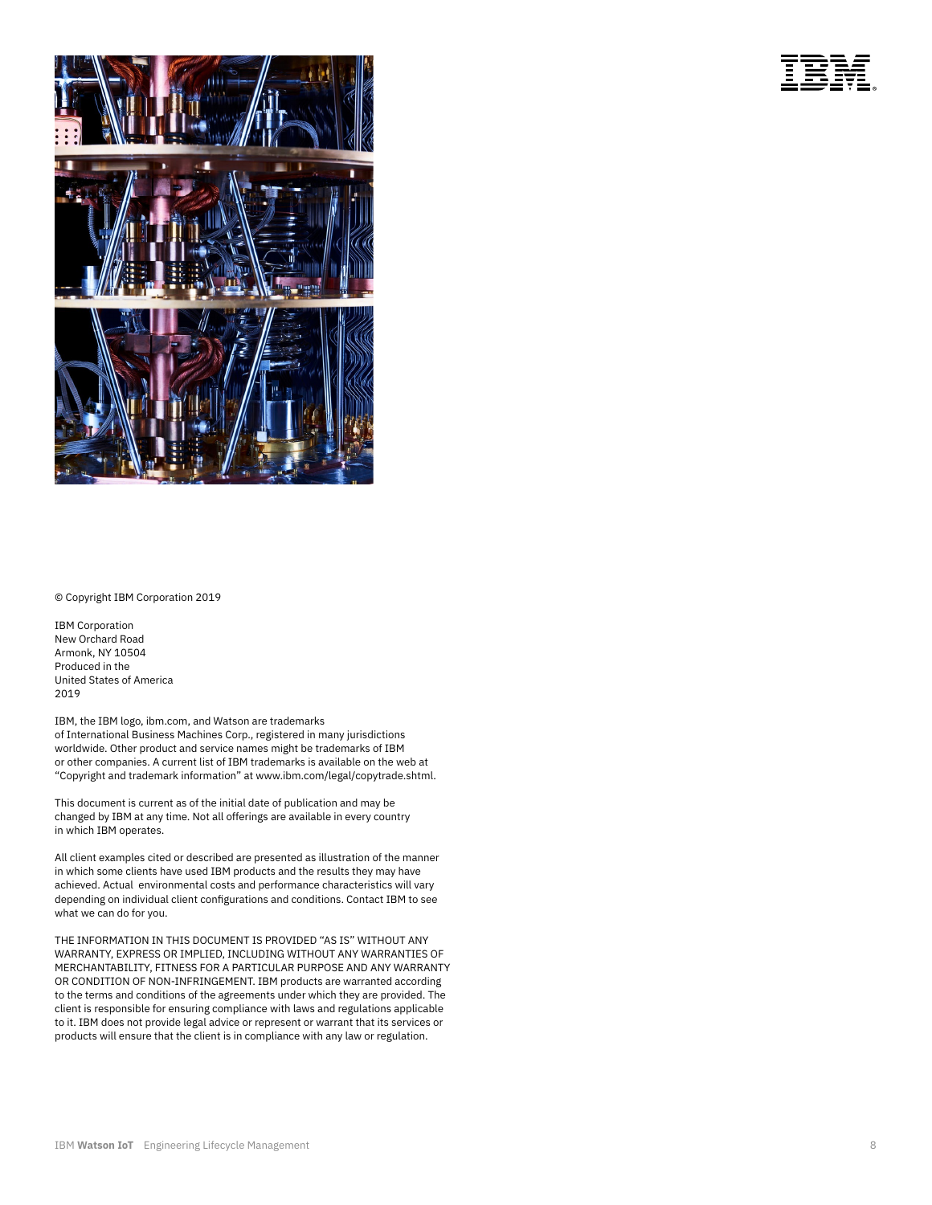© Copyright IBM Corporation 2019

IBM Corporation
New Orchard Road
Armonk, NY 10504
Produced in the
United States of America
2019

IBM, the IBM logo, ibm.com, and Watson are trademarks of International Business Machines Corp., registered in many jurisdictions worldwide. Other product and service names might be trademarks of IBM or other companies. A current list of IBM trademarks is available on the web at "Copyright and trademark information" at www.ibm.com/legal/copytrade.shtml.

This document is current as of the initial date of publication and may be changed by IBM at any time. Not all offerings are available in every country in which IBM operates.

All client examples cited or described are presented as illustration of the manner in which some clients have used IBM products and the results they may have achieved. Actual environmental costs and performance characteristics will vary depending on individual client configurations and conditions. Contact IBM to see what we can do for you.

THE INFORMATION IN THIS DOCUMENT IS PROVIDED "AS IS" WITHOUT ANY WARRANTY, EXPRESS OR IMPLIED, INCLUDING WITHOUT ANY WARRANTIES OF MERCHANTABILITY, FITNESS FOR A PARTICULAR PURPOSE AND ANY WARRANTY OR CONDITION OF NON-INFRINGEMENT. IBM products are warranted according to the terms and conditions of the agreements under which they are provided. The client is responsible for ensuring compliance with laws and regulations applicable to it. IBM does not provide legal advice or represent or warrant that its services or products will ensure that the client is in compliance with any law or regulation.